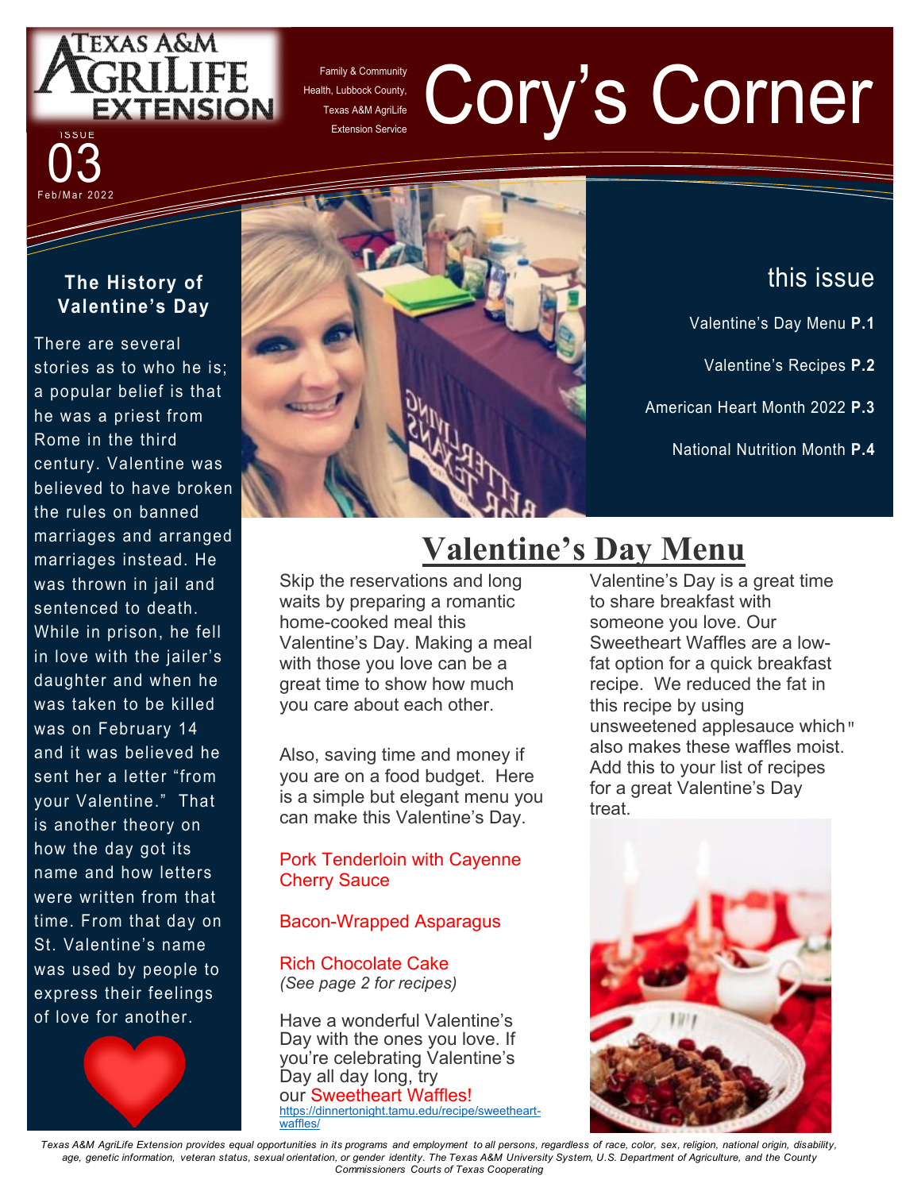# Cory's Corner

Family & Community Health, Lubbock County, Texas A&M AgriLife Extension Service

ISSUE 03
Feb/Mar 2022

## this issue

Valentine's Day Menu **P.1**

Valentine's Recipes **P.2**

American Heart Month 2022 **P.3**

National Nutrition Month **P.4**

## The History of Valentine's Day

There are several stories as to who he is; a popular belief is that he was a priest from Rome in the third century. Valentine was believed to have broken the rules on banned marriages and arranged marriages instead. He was thrown in jail and sentenced to death. While in prison, he fell in love with the jailer's daughter and when he was taken to be killed was on February 14 and it was believed he sent her a letter "from your Valentine." That is another theory on how the day got its name and how letters were written from that time. From that day on St. Valentine's name was used by people to express their feelings of love for another.

## Valentine's Day Menu

Skip the reservations and long waits by preparing a romantic home-cooked meal this Valentine's Day. Making a meal with those you love can be a great time to show how much you care about each other.

Also, saving time and money if you are on a food budget. Here is a simple but elegant menu you can make this Valentine's Day.

Pork Tenderloin with Cayenne Cherry Sauce

Bacon-Wrapped Asparagus

Rich Chocolate Cake
*(See page 2 for recipes)*

Have a wonderful Valentine's Day with the ones you love. If you're celebrating Valentine's Day all day long, try our Sweetheart Waffles!
https://dinnertonight.tamu.edu/recipe/sweetheart-waffles/

Valentine's Day is a great time to share breakfast with someone you love. Our Sweetheart Waffles are a low-fat option for a quick breakfast recipe. We reduced the fat in this recipe by using unsweetened applesauce which" also makes these waffles moist. Add this to your list of recipes for a great Valentine's Day treat.

*Texas A&M AgriLife Extension provides equal opportunities in its programs and employment to all persons, regardless of race, color, sex, religion, national origin, disability, age, genetic information, veteran status, sexual orientation, or gender identity. The Texas A&M University System, U.S. Department of Agriculture, and the County Commissioners Courts of Texas Cooperating*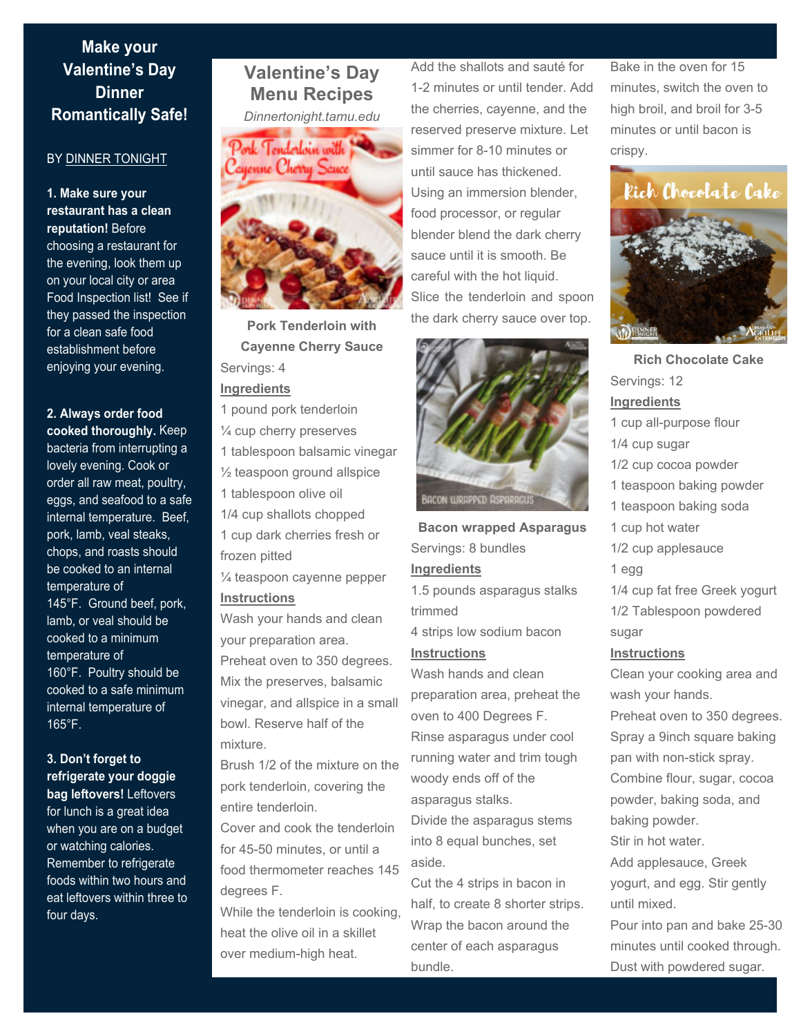# Make your Valentine's Day Dinner Romantically Safe!

BY DINNER TONIGHT

**1. Make sure your restaurant has a clean reputation!** Before choosing a restaurant for the evening, look them up on your local city or area Food Inspection list! See if they passed the inspection for a clean safe food establishment before enjoying your evening.

**2. Always order food cooked thoroughly.** Keep bacteria from interrupting a lovely evening. Cook or order all raw meat, poultry, eggs, and seafood to a safe internal temperature. Beef, pork, lamb, veal steaks, chops, and roasts should be cooked to an internal temperature of 145°F. Ground beef, pork, lamb, or veal should be cooked to a minimum temperature of 160°F. Poultry should be cooked to a safe minimum internal temperature of 165°F.

**3. Don't forget to refrigerate your doggie bag leftovers!** Leftovers for lunch is a great idea when you are on a budget or watching calories. Remember to refrigerate foods within two hours and eat leftovers within three to four days.

## Valentine's Day Menu Recipes

*Dinnertonight.tamu.edu*

### Pork Tenderloin with Cayenne Cherry Sauce

Servings: 4

**Ingredients**

- 1 pound pork tenderloin
- ¼ cup cherry preserves
- 1 tablespoon balsamic vinegar
- ½ teaspoon ground allspice
- 1 tablespoon olive oil
- 1/4 cup shallots chopped
- 1 cup dark cherries fresh or frozen pitted
- ¼ teaspoon cayenne pepper

**Instructions**

Wash your hands and clean your preparation area.

Preheat oven to 350 degrees.

Mix the preserves, balsamic vinegar, and allspice in a small bowl. Reserve half of the mixture.

Brush 1/2 of the mixture on the pork tenderloin, covering the entire tenderloin.

Cover and cook the tenderloin for 45-50 minutes, or until a food thermometer reaches 145 degrees F.

While the tenderloin is cooking, heat the olive oil in a skillet over medium-high heat.

Add the shallots and sauté for 1-2 minutes or until tender. Add the cherries, cayenne, and the reserved preserve mixture. Let simmer for 8-10 minutes or until sauce has thickened.

Using an immersion blender, food processor, or regular blender blend the dark cherry sauce until it is smooth. Be careful with the hot liquid.

Slice the tenderloin and spoon the dark cherry sauce over top.

### Bacon wrapped Asparagus

Servings: 8 bundles

**Ingredients**

- 1.5 pounds asparagus stalks trimmed
- 4 strips low sodium bacon

**Instructions**

Wash hands and clean preparation area, preheat the oven to 400 Degrees F.

Rinse asparagus under cool running water and trim tough woody ends off of the asparagus stalks.

Divide the asparagus stems into 8 equal bunches, set aside.

Cut the 4 strips in bacon in half, to create 8 shorter strips.

Wrap the bacon around the center of each asparagus bundle.

Bake in the oven for 15 minutes, switch the oven to high broil, and broil for 3-5 minutes or until bacon is crispy.

### Rich Chocolate Cake

Servings: 12

**Ingredients**

- 1 cup all-purpose flour
- 1/4 cup sugar
- 1/2 cup cocoa powder
- 1 teaspoon baking powder
- 1 teaspoon baking soda
- 1 cup hot water
- 1/2 cup applesauce
- 1 egg
- 1/4 cup fat free Greek yogurt
- 1/2 Tablespoon powdered sugar

**Instructions**

Clean your cooking area and wash your hands.

Preheat oven to 350 degrees.

Spray a 9inch square baking pan with non-stick spray.

Combine flour, sugar, cocoa powder, baking soda, and baking powder.

Stir in hot water.

Add applesauce, Greek yogurt, and egg. Stir gently until mixed.

Pour into pan and bake 25-30 minutes until cooked through.

Dust with powdered sugar.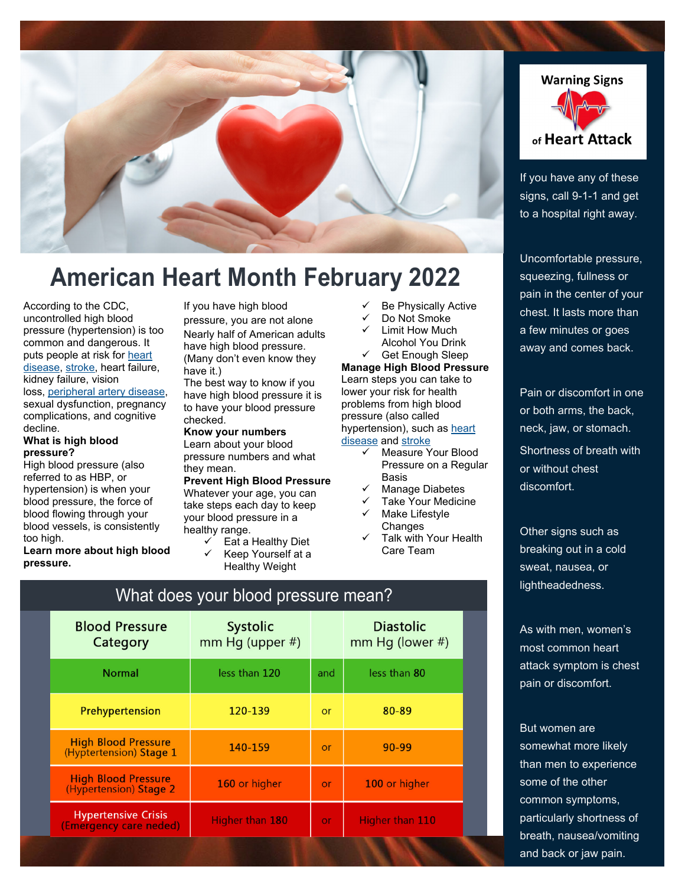# American Heart Month February 2022

According to the CDC, uncontrolled high blood pressure (hypertension) is too common and dangerous. It puts people at risk for heart disease, stroke, heart failure, kidney failure, vision loss, peripheral artery disease, sexual dysfunction, pregnancy complications, and cognitive decline.

**What is high blood pressure?**

High blood pressure (also referred to as HBP, or hypertension) is when your blood pressure, the force of blood flowing through your blood vessels, is consistently too high.

**Learn more about high blood pressure.**

If you have high blood pressure, you are not alone

Nearly half of American adults have high blood pressure. (Many don't even know they have it.)

The best way to know if you have high blood pressure it is to have your blood pressure checked.

**Know your numbers**

Learn about your blood pressure numbers and what they mean.

**Prevent High Blood Pressure**

Whatever your age, you can take steps each day to keep your blood pressure in a healthy range.

- ✓ Eat a Healthy Diet
- ✓ Keep Yourself at a Healthy Weight
- ✓ Be Physically Active
- ✓ Do Not Smoke
- ✓ Limit How Much Alcohol You Drink
- ✓ Get Enough Sleep

**Manage High Blood Pressure**

Learn steps you can take to lower your risk for health problems from high blood pressure (also called hypertension), such as heart disease and stroke

- ✓ Measure Your Blood Pressure on a Regular Basis
- ✓ Manage Diabetes
- ✓ Take Your Medicine
- ✓ Make Lifestyle Changes
- ✓ Talk with Your Health Care Team

## What does your blood pressure mean?

| Blood Pressure Category | Systolic mm Hg (upper #) | | Diastolic mm Hg (lower #) |
|---|---|---|---|
| Normal | less than 120 | and | less than 80 |
| Prehypertension | 120-139 | or | 80-89 |
| High Blood Pressure (Hyptertension) Stage 1 | 140-159 | or | 90-99 |
| High Blood Pressure (Hypertension) Stage 2 | 160 or higher | or | 100 or higher |
| Hypertensive Crisis (Emergency care neded) | Higher than 180 | or | Higher than 110 |

## Warning Signs of Heart Attack

If you have any of these signs, call 9-1-1 and get to a hospital right away.

Uncomfortable pressure, squeezing, fullness or pain in the center of your chest. It lasts more than a few minutes or goes away and comes back.

Pain or discomfort in one or both arms, the back, neck, jaw, or stomach.

Shortness of breath with or without chest discomfort.

Other signs such as breaking out in a cold sweat, nausea, or lightheadedness.

As with men, women's most common heart attack symptom is chest pain or discomfort.

But women are somewhat more likely than men to experience some of the other common symptoms, particularly shortness of breath, nausea/vomiting and back or jaw pain.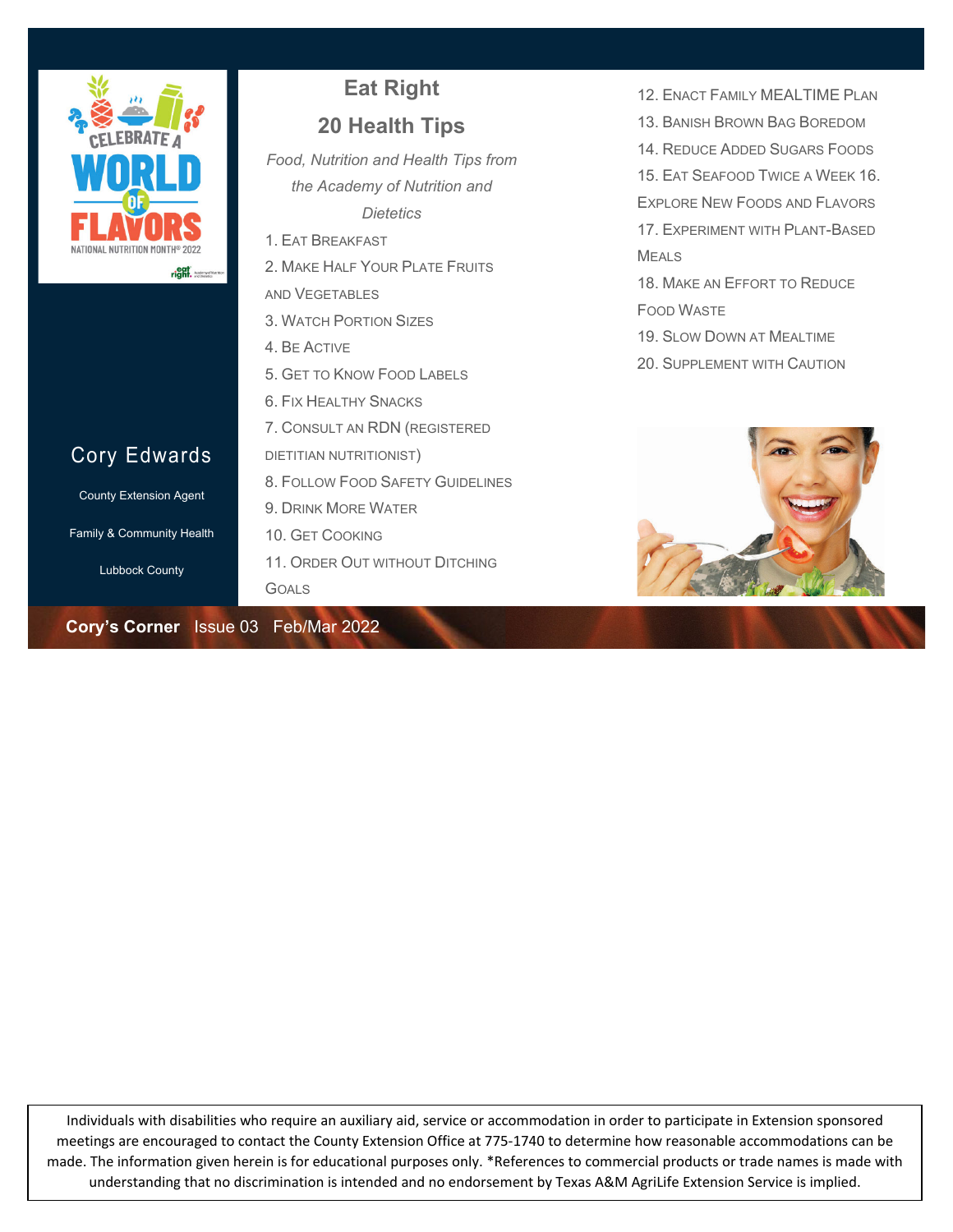# Eat Right

## 20 Health Tips

*Food, Nutrition and Health Tips from the Academy of Nutrition and Dietetics*

1. Eat Breakfast
2. Make Half Your Plate Fruits and Vegetables
3. Watch Portion Sizes
4. Be Active
5. Get to Know Food Labels
6. Fix Healthy Snacks
7. Consult an RDN (Registered Dietitian Nutritionist)
8. Follow Food Safety Guidelines
9. Drink More Water
10. Get Cooking
11. Order Out without Ditching Goals
12. Enact Family MEALTIME Plan
13. Banish Brown Bag Boredom
14. Reduce Added Sugars Foods
15. Eat Seafood Twice a Week
16. Explore New Foods and Flavors
17. Experiment with Plant-Based Meals
18. Make an Effort to Reduce Food Waste
19. Slow Down at Mealtime
20. Supplement with Caution

Cory Edwards

County Extension Agent

Family & Community Health

Lubbock County

**Cory's Corner** Issue 03 Feb/Mar 2022

Individuals with disabilities who require an auxiliary aid, service or accommodation in order to participate in Extension sponsored meetings are encouraged to contact the County Extension Office at 775-1740 to determine how reasonable accommodations can be made. The information given herein is for educational purposes only. *References to commercial products or trade names is made with understanding that no discrimination is intended and no endorsement by Texas A&M AgriLife Extension Service is implied.